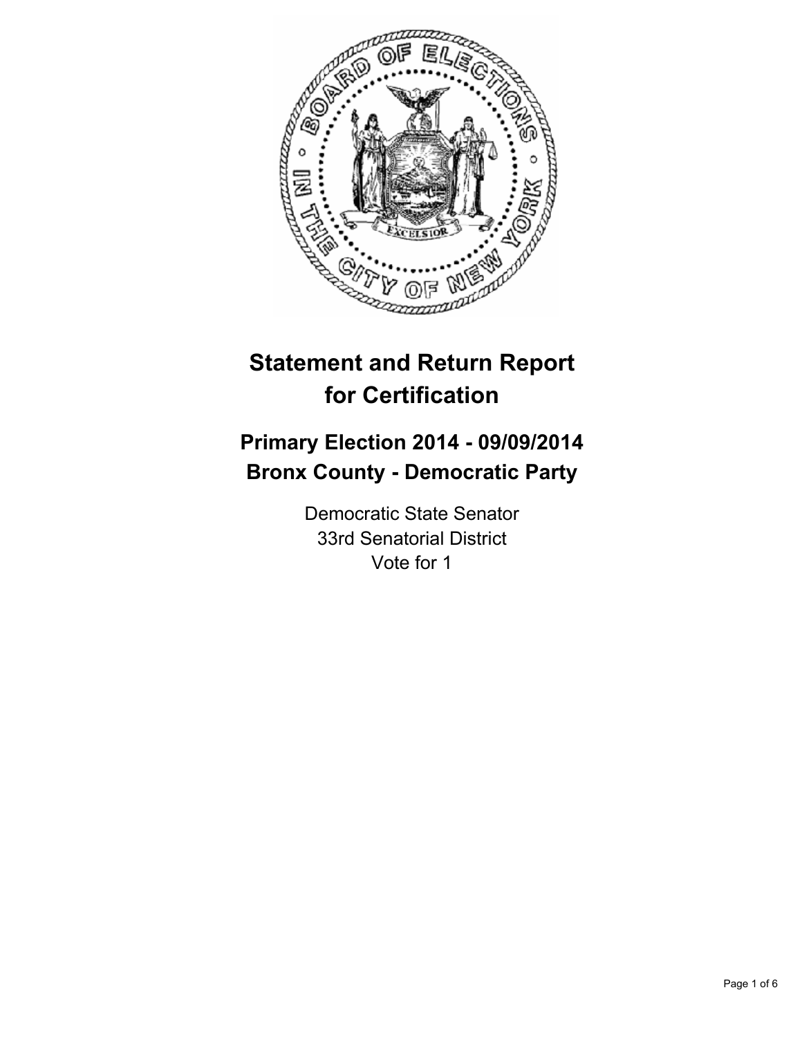# Statement and Return Report for Certification

## Primary Election 2014 - 09/09/2014
## Bronx County - Democratic Party

Democratic State Senator
33rd Senatorial District
Vote for 1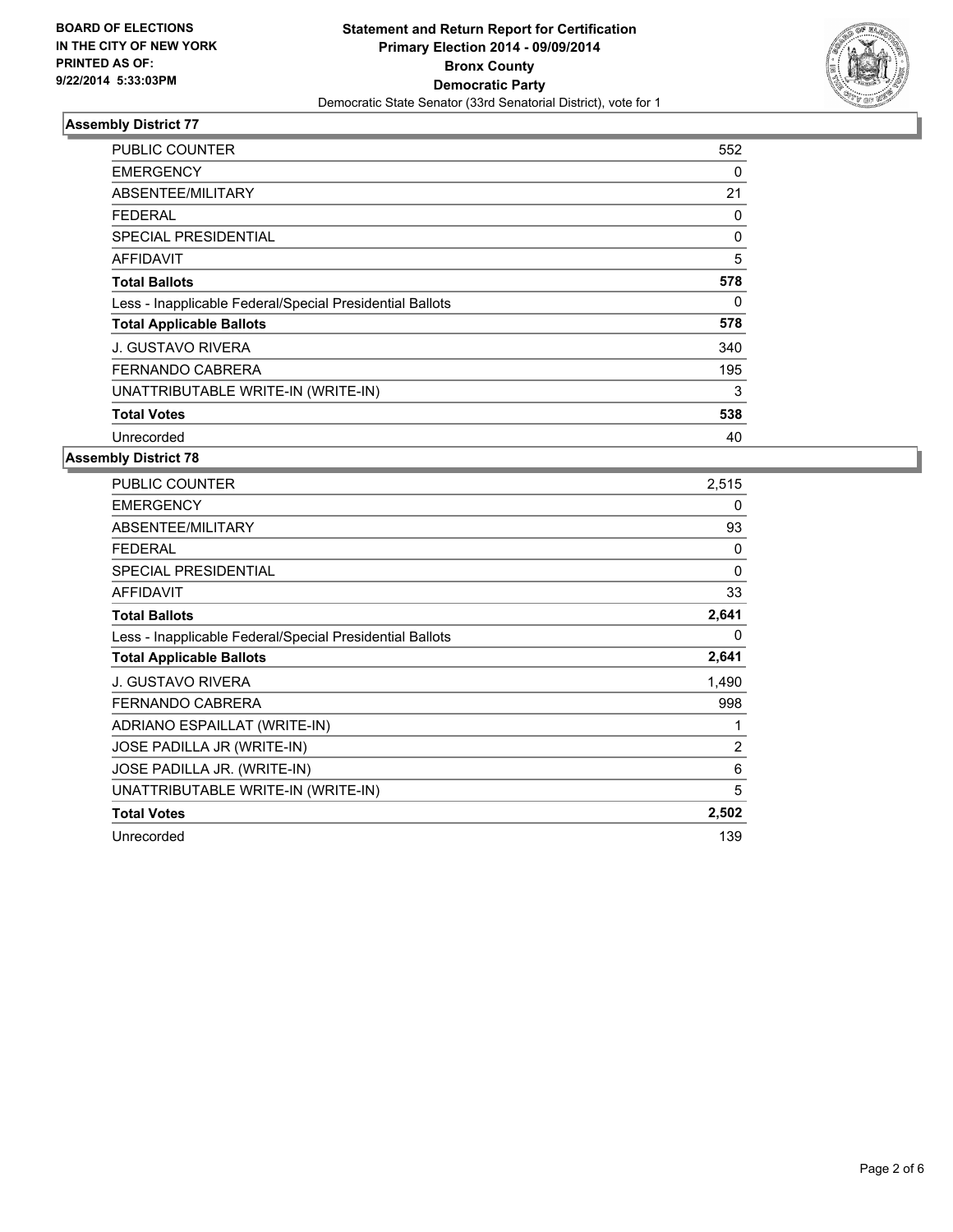**BOARD OF ELECTIONS IN THE CITY OF NEW YORK PRINTED AS OF: 9/22/2014 5:33:03PM**

**Statement and Return Report for Certification**
**Primary Election 2014 - 09/09/2014**
**Bronx County**
**Democratic Party**
Democratic State Senator (33rd Senatorial District), vote for 1

### Assembly District 77

| | |
|---|---|
| PUBLIC COUNTER | 552 |
| EMERGENCY | 0 |
| ABSENTEE/MILITARY | 21 |
| FEDERAL | 0 |
| SPECIAL PRESIDENTIAL | 0 |
| AFFIDAVIT | 5 |
| **Total Ballots** | **578** |
| Less - Inapplicable Federal/Special Presidential Ballots | 0 |
| **Total Applicable Ballots** | **578** |
| J. GUSTAVO RIVERA | 340 |
| FERNANDO CABRERA | 195 |
| UNATTRIBUTABLE WRITE-IN (WRITE-IN) | 3 |
| **Total Votes** | **538** |
| Unrecorded | 40 |

### Assembly District 78

| | |
|---|---|
| PUBLIC COUNTER | 2,515 |
| EMERGENCY | 0 |
| ABSENTEE/MILITARY | 93 |
| FEDERAL | 0 |
| SPECIAL PRESIDENTIAL | 0 |
| AFFIDAVIT | 33 |
| **Total Ballots** | **2,641** |
| Less - Inapplicable Federal/Special Presidential Ballots | 0 |
| **Total Applicable Ballots** | **2,641** |
| J. GUSTAVO RIVERA | 1,490 |
| FERNANDO CABRERA | 998 |
| ADRIANO ESPAILLAT (WRITE-IN) | 1 |
| JOSE PADILLA JR (WRITE-IN) | 2 |
| JOSE PADILLA JR. (WRITE-IN) | 6 |
| UNATTRIBUTABLE WRITE-IN (WRITE-IN) | 5 |
| **Total Votes** | **2,502** |
| Unrecorded | 139 |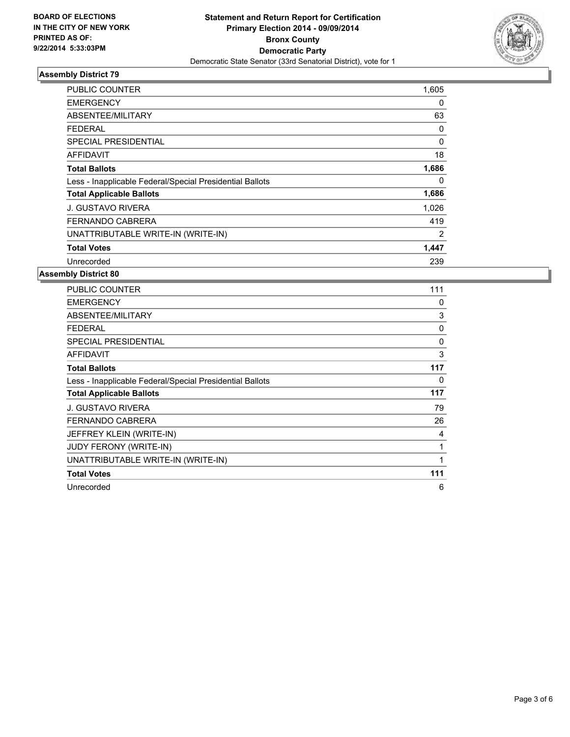**BOARD OF ELECTIONS IN THE CITY OF NEW YORK PRINTED AS OF: 9/22/2014 5:33:03PM**

**Statement and Return Report for Certification Primary Election 2014 - 09/09/2014 Bronx County Democratic Party**

Democratic State Senator (33rd Senatorial District), vote for 1

## Assembly District 79

| | |
|---|---|
| PUBLIC COUNTER | 1,605 |
| EMERGENCY | 0 |
| ABSENTEE/MILITARY | 63 |
| FEDERAL | 0 |
| SPECIAL PRESIDENTIAL | 0 |
| AFFIDAVIT | 18 |
| **Total Ballots** | **1,686** |
| Less - Inapplicable Federal/Special Presidential Ballots | 0 |
| **Total Applicable Ballots** | **1,686** |
| J. GUSTAVO RIVERA | 1,026 |
| FERNANDO CABRERA | 419 |
| UNATTRIBUTABLE WRITE-IN (WRITE-IN) | 2 |
| **Total Votes** | **1,447** |
| Unrecorded | 239 |

## Assembly District 80

| | |
|---|---|
| PUBLIC COUNTER | 111 |
| EMERGENCY | 0 |
| ABSENTEE/MILITARY | 3 |
| FEDERAL | 0 |
| SPECIAL PRESIDENTIAL | 0 |
| AFFIDAVIT | 3 |
| **Total Ballots** | **117** |
| Less - Inapplicable Federal/Special Presidential Ballots | 0 |
| **Total Applicable Ballots** | **117** |
| J. GUSTAVO RIVERA | 79 |
| FERNANDO CABRERA | 26 |
| JEFFREY KLEIN (WRITE-IN) | 4 |
| JUDY FERONY (WRITE-IN) | 1 |
| UNATTRIBUTABLE WRITE-IN (WRITE-IN) | 1 |
| **Total Votes** | **111** |
| Unrecorded | 6 |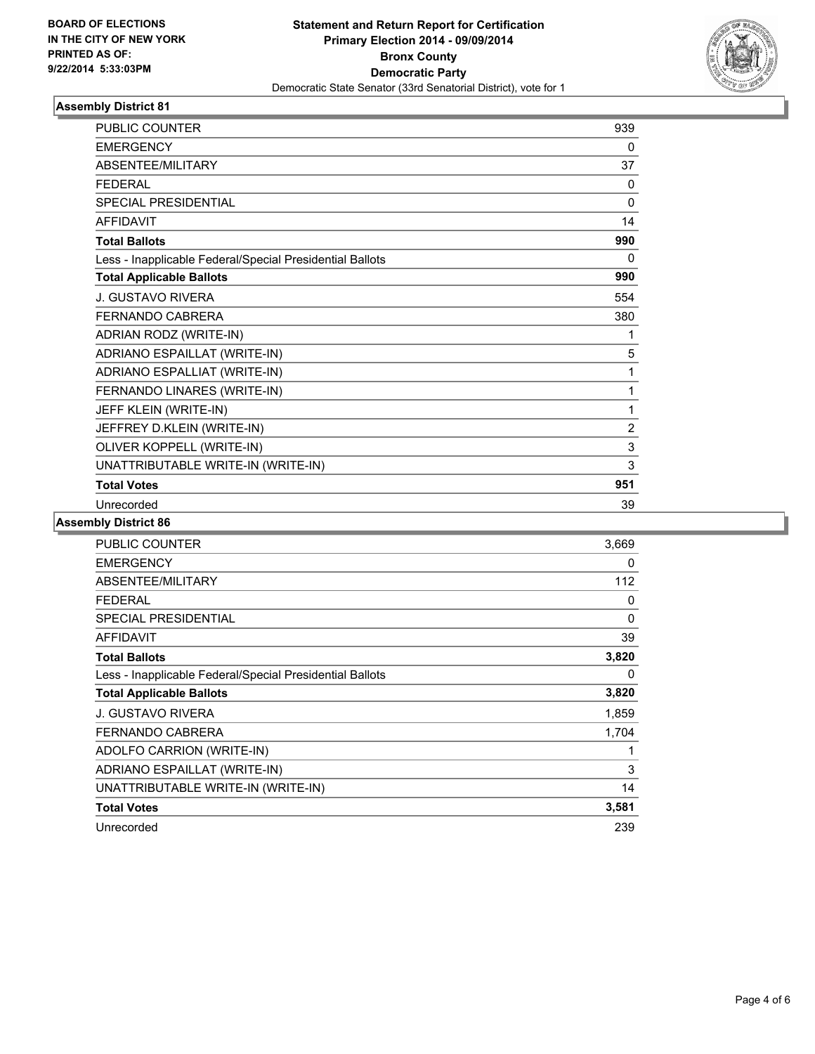**BOARD OF ELECTIONS IN THE CITY OF NEW YORK PRINTED AS OF: 9/22/2014 5:33:03PM**

**Statement and Return Report for Certification**
**Primary Election 2014 - 09/09/2014**
**Bronx County**
**Democratic Party**
Democratic State Senator (33rd Senatorial District), vote for 1

### Assembly District 81

| | |
|---|---|
| PUBLIC COUNTER | 939 |
| EMERGENCY | 0 |
| ABSENTEE/MILITARY | 37 |
| FEDERAL | 0 |
| SPECIAL PRESIDENTIAL | 0 |
| AFFIDAVIT | 14 |
| **Total Ballots** | **990** |
| Less - Inapplicable Federal/Special Presidential Ballots | 0 |
| **Total Applicable Ballots** | **990** |
| J. GUSTAVO RIVERA | 554 |
| FERNANDO CABRERA | 380 |
| ADRIAN RODZ (WRITE-IN) | 1 |
| ADRIANO ESPAILLAT (WRITE-IN) | 5 |
| ADRIANO ESPALLIAT (WRITE-IN) | 1 |
| FERNANDO LINARES (WRITE-IN) | 1 |
| JEFF KLEIN (WRITE-IN) | 1 |
| JEFFREY D.KLEIN (WRITE-IN) | 2 |
| OLIVER KOPPELL (WRITE-IN) | 3 |
| UNATTRIBUTABLE WRITE-IN (WRITE-IN) | 3 |
| **Total Votes** | **951** |
| Unrecorded | 39 |

### Assembly District 86

| | |
|---|---|
| PUBLIC COUNTER | 3,669 |
| EMERGENCY | 0 |
| ABSENTEE/MILITARY | 112 |
| FEDERAL | 0 |
| SPECIAL PRESIDENTIAL | 0 |
| AFFIDAVIT | 39 |
| **Total Ballots** | **3,820** |
| Less - Inapplicable Federal/Special Presidential Ballots | 0 |
| **Total Applicable Ballots** | **3,820** |
| J. GUSTAVO RIVERA | 1,859 |
| FERNANDO CABRERA | 1,704 |
| ADOLFO CARRION (WRITE-IN) | 1 |
| ADRIANO ESPAILLAT (WRITE-IN) | 3 |
| UNATTRIBUTABLE WRITE-IN (WRITE-IN) | 14 |
| **Total Votes** | **3,581** |
| Unrecorded | 239 |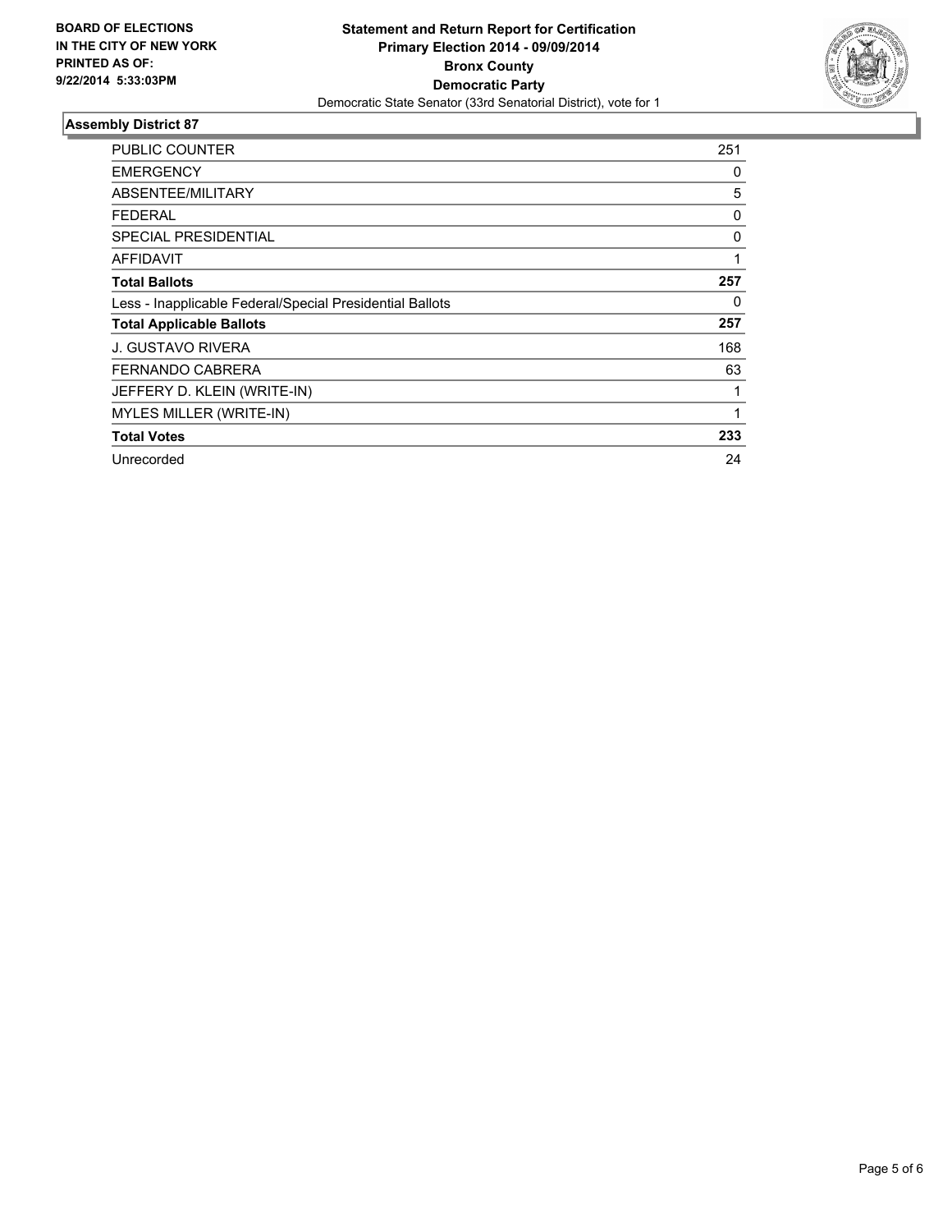**BOARD OF ELECTIONS IN THE CITY OF NEW YORK PRINTED AS OF: 9/22/2014 5:33:03PM**

**Statement and Return Report for Certification**
**Primary Election 2014 - 09/09/2014**
**Bronx County**
**Democratic Party**
Democratic State Senator (33rd Senatorial District), vote for 1

## Assembly District 87

| | |
|---|---|
| PUBLIC COUNTER | 251 |
| EMERGENCY | 0 |
| ABSENTEE/MILITARY | 5 |
| FEDERAL | 0 |
| SPECIAL PRESIDENTIAL | 0 |
| AFFIDAVIT | 1 |
| **Total Ballots** | **257** |
| Less - Inapplicable Federal/Special Presidential Ballots | 0 |
| **Total Applicable Ballots** | **257** |
| J. GUSTAVO RIVERA | 168 |
| FERNANDO CABRERA | 63 |
| JEFFERY D. KLEIN (WRITE-IN) | 1 |
| MYLES MILLER (WRITE-IN) | 1 |
| **Total Votes** | **233** |
| Unrecorded | 24 |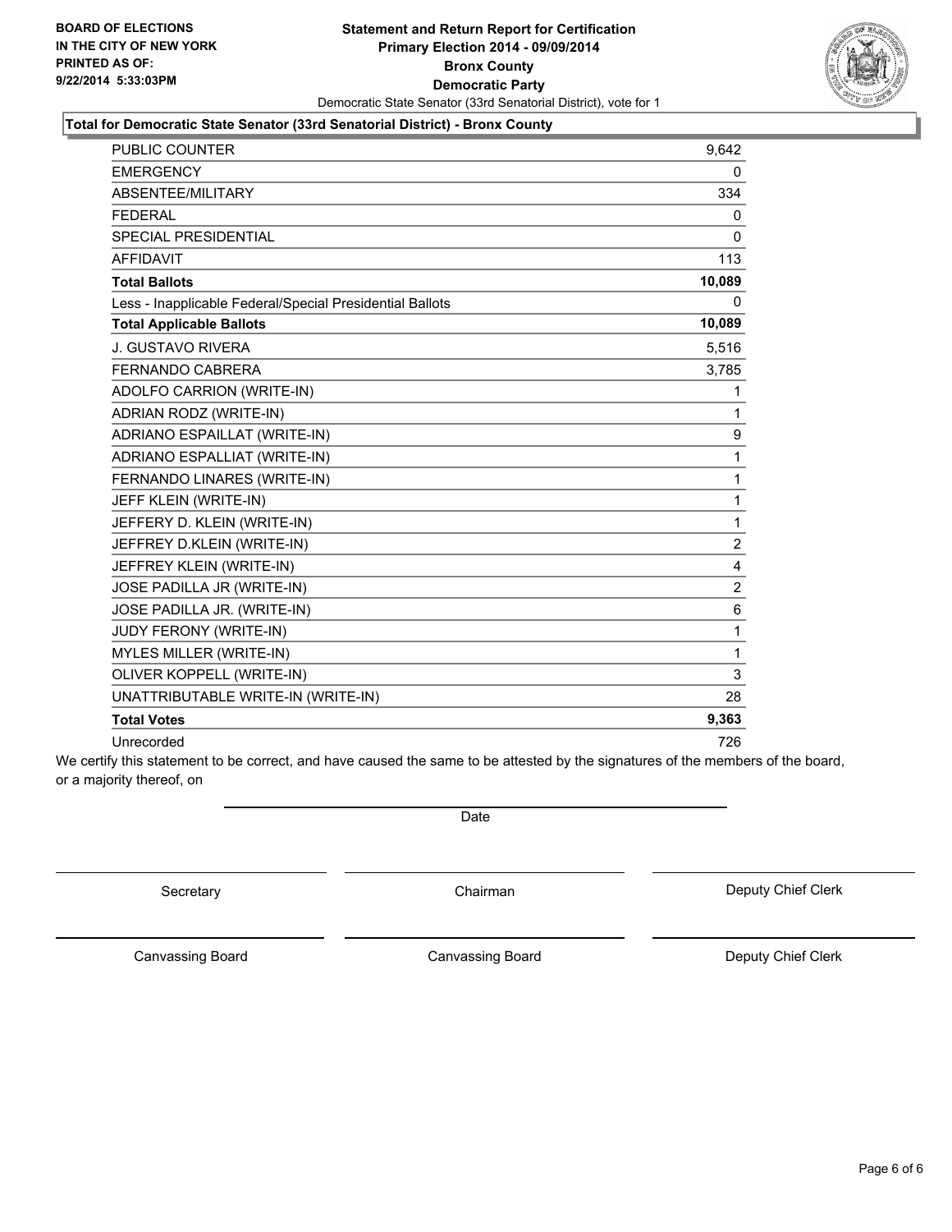**BOARD OF ELECTIONS IN THE CITY OF NEW YORK PRINTED AS OF: 9/22/2014 5:33:03PM**

**Statement and Return Report for Certification**
**Primary Election 2014 - 09/09/2014**
**Bronx County**
**Democratic Party**
Democratic State Senator (33rd Senatorial District), vote for 1

### Total for Democratic State Senator (33rd Senatorial District) - Bronx County

| | |
|---|---|
| PUBLIC COUNTER | 9,642 |
| EMERGENCY | 0 |
| ABSENTEE/MILITARY | 334 |
| FEDERAL | 0 |
| SPECIAL PRESIDENTIAL | 0 |
| AFFIDAVIT | 113 |
| **Total Ballots** | **10,089** |
| Less - Inapplicable Federal/Special Presidential Ballots | 0 |
| **Total Applicable Ballots** | **10,089** |
| J. GUSTAVO RIVERA | 5,516 |
| FERNANDO CABRERA | 3,785 |
| ADOLFO CARRION (WRITE-IN) | 1 |
| ADRIAN RODZ (WRITE-IN) | 1 |
| ADRIANO ESPAILLAT (WRITE-IN) | 9 |
| ADRIANO ESPALLIAT (WRITE-IN) | 1 |
| FERNANDO LINARES (WRITE-IN) | 1 |
| JEFF KLEIN (WRITE-IN) | 1 |
| JEFFERY D. KLEIN (WRITE-IN) | 1 |
| JEFFREY D.KLEIN (WRITE-IN) | 2 |
| JEFFREY KLEIN (WRITE-IN) | 4 |
| JOSE PADILLA JR (WRITE-IN) | 2 |
| JOSE PADILLA JR. (WRITE-IN) | 6 |
| JUDY FERONY (WRITE-IN) | 1 |
| MYLES MILLER (WRITE-IN) | 1 |
| OLIVER KOPPELL (WRITE-IN) | 3 |
| UNATTRIBUTABLE WRITE-IN (WRITE-IN) | 28 |
| **Total Votes** | **9,363** |
| Unrecorded | 726 |

We certify this statement to be correct, and have caused the same to be attested by the signatures of the members of the board, or a majority thereof, on

Date

Secretary | Chairman | Deputy Chief Clerk

Canvassing Board | Canvassing Board | Deputy Chief Clerk